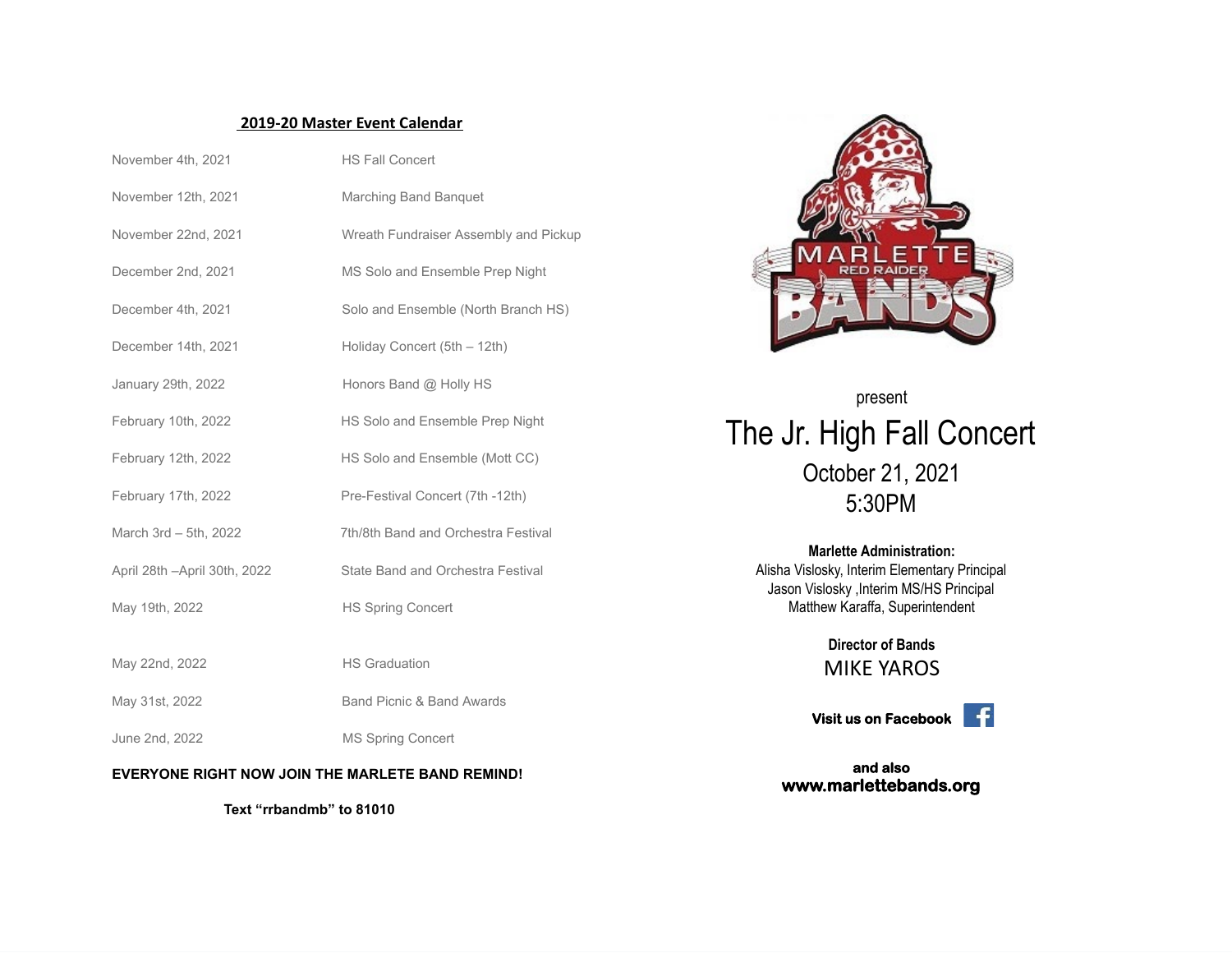## 2019-20 Master Event Calendar

| | |
|---|---|
| November 4th, 2021 | HS Fall Concert |
| November 12th, 2021 | Marching Band Banquet |
| November 22nd, 2021 | Wreath Fundraiser Assembly and Pickup |
| December 2nd, 2021 | MS Solo and Ensemble Prep Night |
| December 4th, 2021 | Solo and Ensemble (North Branch HS) |
| December 14th, 2021 | Holiday Concert (5th – 12th) |
| January 29th, 2022 | Honors Band @ Holly HS |
| February 10th, 2022 | HS Solo and Ensemble Prep Night |
| February 12th, 2022 | HS Solo and Ensemble (Mott CC) |
| February 17th, 2022 | Pre-Festival Concert (7th -12th) |
| March 3rd – 5th, 2022 | 7th/8th Band and Orchestra Festival |
| April 28th –April 30th, 2022 | State Band and Orchestra Festival |
| May 19th, 2022 | HS Spring Concert |
| May 22nd, 2022 | HS Graduation |
| May 31st, 2022 | Band Picnic & Band Awards |
| June 2nd, 2022 | MS Spring Concert |

**EVERYONE RIGHT NOW JOIN THE MARLETE BAND REMIND!**

**Text "rrbandmb" to 81010**

MARLETTE RED RAIDER BANDS

present

# The Jr. High Fall Concert

October 21, 2021
5:30PM

**Marlette Administration:**
Alisha Vislosky, Interim Elementary Principal
Jason Vislosky ,Interim MS/HS Principal
Matthew Karaffa, Superintendent

**Director of Bands**
MIKE YAROS

**Visit us on Facebook**

**and also**
**www.marlettebands.org**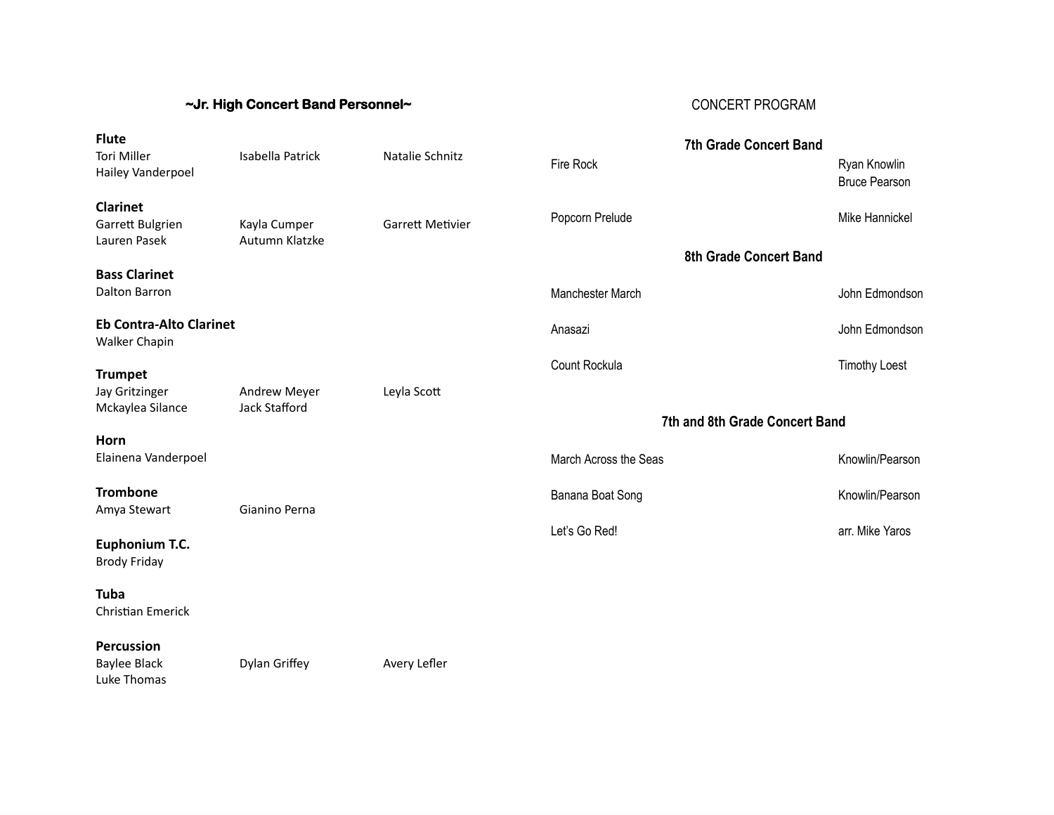## ~Jr. High Concert Band Personnel~

**Flute**
Tori Miller, Isabella Patrick, Natalie Schnitz, Hailey Vanderpoel

**Clarinet**
Garrett Bulgrien, Kayla Cumper, Garrett Metivier, Lauren Pasek, Autumn Klatzke

**Bass Clarinet**
Dalton Barron

**Eb Contra-Alto Clarinet**
Walker Chapin

**Trumpet**
Jay Gritzinger, Andrew Meyer, Leyla Scott, Mckaylea Silance, Jack Stafford

**Horn**
Elainena Vanderpoel

**Trombone**
Amya Stewart, Gianino Perna

**Euphonium T.C.**
Brody Friday

**Tuba**
Christian Emerick

**Percussion**
Baylee Black, Dylan Griffey, Avery Lefler, Luke Thomas

## CONCERT PROGRAM

### 7th Grade Concert Band

| | |
|---|---|
| Fire Rock | Ryan Knowlin<br>Bruce Pearson |
| Popcorn Prelude | Mike Hannickel |

### 8th Grade Concert Band

| | |
|---|---|
| Manchester March | John Edmondson |
| Anasazi | John Edmondson |
| Count Rockula | Timothy Loest |

### 7th and 8th Grade Concert Band

| | |
|---|---|
| March Across the Seas | Knowlin/Pearson |
| Banana Boat Song | Knowlin/Pearson |
| Let's Go Red! | arr. Mike Yaros |